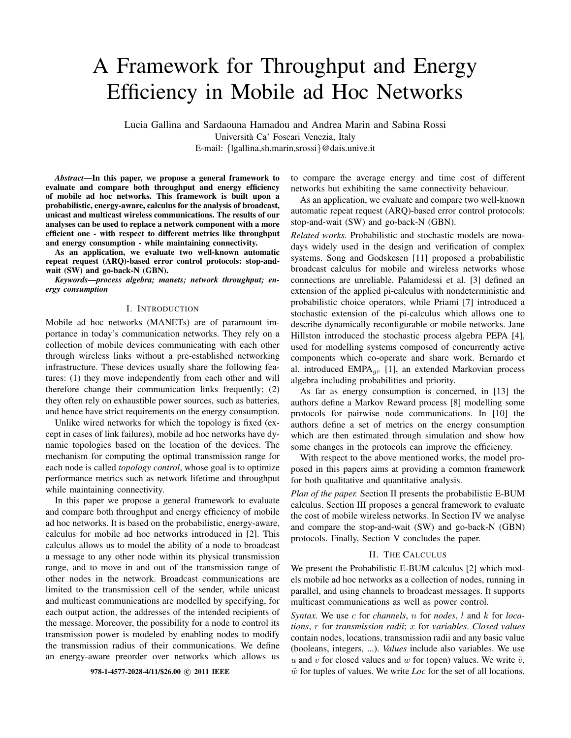# A Framework for Throughput and Energy Efficiency in Mobile ad Hoc Networks

Lucia Gallina and Sardaouna Hamadou and Andrea Marin and Sabina Rossi
Università Ca' Foscari Venezia, Italy
E-mail: {lgallina,sh,marin,srossi}@dais.unive.it

***Abstract*—In this paper, we propose a general framework to evaluate and compare both throughput and energy efficiency of mobile ad hoc networks. This framework is built upon a probabilistic, energy-aware, calculus for the analysis of broadcast, unicast and multicast wireless communications. The results of our analyses can be used to replace a network component with a more efficient one - with respect to different metrics like throughput and energy consumption - while maintaining connectivity.**

**As an application, we evaluate two well-known automatic repeat request (ARQ)-based error control protocols: stop-and-wait (SW) and go-back-N (GBN).**

***Keywords*—*process algebra; manets; network throughput; energy consumption***

## I. Introduction

Mobile ad hoc networks (MANETs) are of paramount importance in today's communication networks. They rely on a collection of mobile devices communicating with each other through wireless links without a pre-established networking infrastructure. These devices usually share the following features: (1) they move independently from each other and will therefore change their communication links frequently; (2) they often rely on exhaustible power sources, such as batteries, and hence have strict requirements on the energy consumption.

Unlike wired networks for which the topology is fixed (except in cases of link failures), mobile ad hoc networks have dynamic topologies based on the location of the devices. The mechanism for computing the optimal transmission range for each node is called *topology control*, whose goal is to optimize performance metrics such as network lifetime and throughput while maintaining connectivity.

In this paper we propose a general framework to evaluate and compare both throughput and energy efficiency of mobile ad hoc networks. It is based on the probabilistic, energy-aware, calculus for mobile ad hoc networks introduced in [2]. This calculus allows us to model the ability of a node to broadcast a message to any other node within its physical transmission range, and to move in and out of the transmission range of other nodes in the network. Broadcast communications are limited to the transmission cell of the sender, while unicast and multicast communications are modelled by specifying, for each output action, the addresses of the intended recipients of the message. Moreover, the possibility for a node to control its transmission power is modeled by enabling nodes to modify the transmission radius of their communications. We define an energy-aware preorder over networks which allows us to compare the average energy and time cost of different networks but exhibiting the same connectivity behaviour.

As an application, we evaluate and compare two well-known automatic repeat request (ARQ)-based error control protocols: stop-and-wait (SW) and go-back-N (GBN).

*Related works.* Probabilistic and stochastic models are nowadays widely used in the design and verification of complex systems. Song and Godskesen [11] proposed a probabilistic broadcast calculus for mobile and wireless networks whose connections are unreliable. Palamidessi et al. [3] defined an extension of the applied pi-calculus with nondeterministic and probabilistic choice operators, while Priami [7] introduced a stochastic extension of the pi-calculus which allows one to describe dynamically reconfigurable or mobile networks. Jane Hillston introduced the stochastic process algebra PEPA [4], used for modelling systems composed of concurrently active components which co-operate and share work. Bernardo et al. introduced EMPA$_{gr}$ [1], an extended Markovian process algebra including probabilities and priority.

As far as energy consumption is concerned, in [13] the authors define a Markov Reward process [8] modelling some protocols for pairwise node communications. In [10] the authors define a set of metrics on the energy consumption which are then estimated through simulation and show how some changes in the protocols can improve the efficiency.

With respect to the above mentioned works, the model proposed in this papers aims at providing a common framework for both qualitative and quantitative analysis.

*Plan of the paper.* Section II presents the probabilistic E-BUM calculus. Section III proposes a general framework to evaluate the cost of mobile wireless networks. In Section IV we analyse and compare the stop-and-wait (SW) and go-back-N (GBN) protocols. Finally, Section V concludes the paper.

## II. The Calculus

We present the Probabilistic E-BUM calculus [2] which models mobile ad hoc networks as a collection of nodes, running in parallel, and using channels to broadcast messages. It supports multicast communications as well as power control.

*Syntax.* We use $c$ for *channels*, $n$ for *nodes*, $l$ and $k$ for *locations*, $r$ for *transmission radii*; $x$ for *variables*. *Closed values* contain nodes, locations, transmission radii and any basic value (booleans, integers, ...). *Values* include also variables. We use $u$ and $v$ for closed values and $w$ for (open) values. We write $\tilde{v}$, $\tilde{w}$ for tuples of values. We write *Loc* for the set of all locations.

978-1-4577-2028-4/11/$26.00 © 2011 IEEE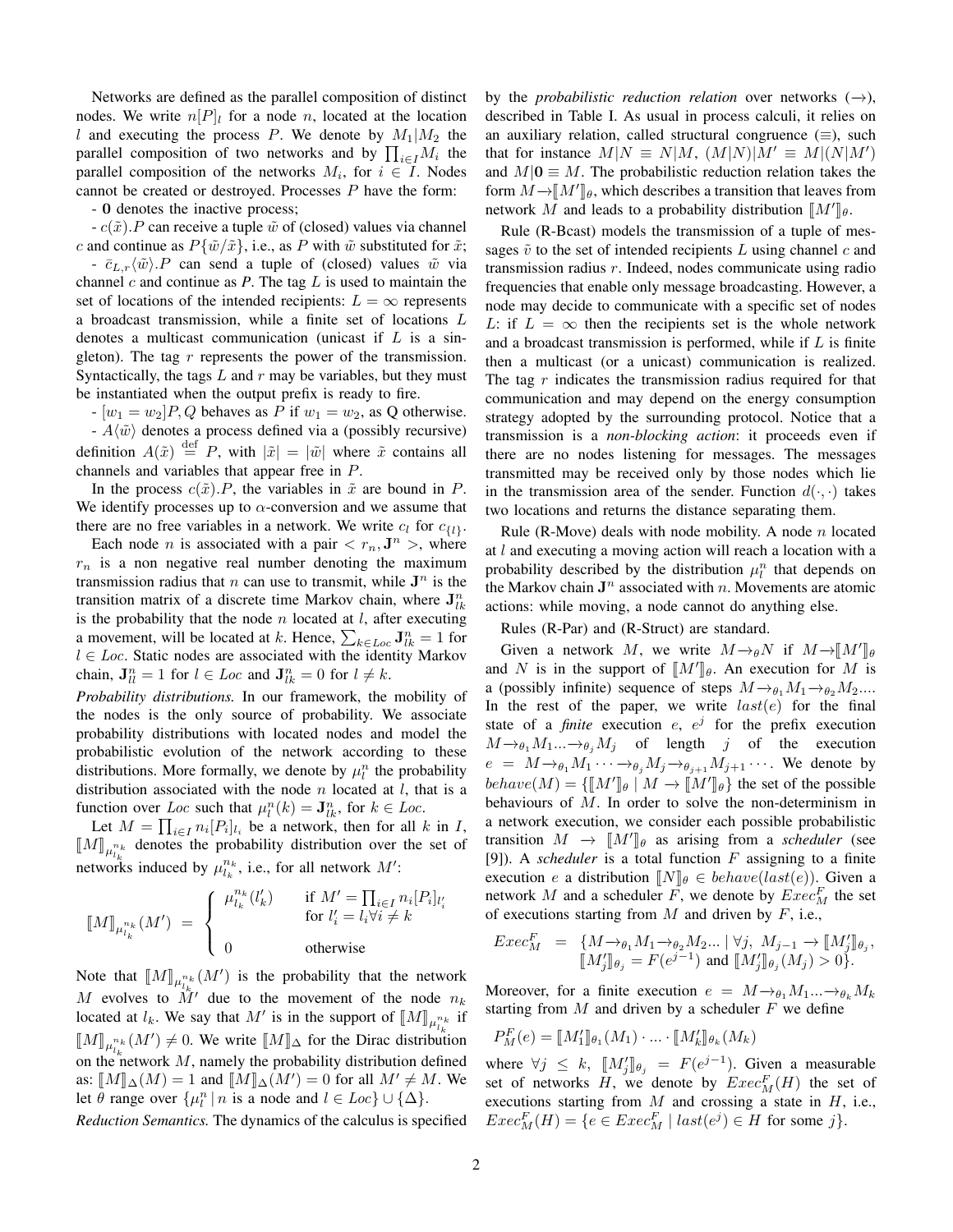Networks are defined as the parallel composition of distinct nodes. We write $n[P]_l$ for a node $n$, located at the location $l$ and executing the process $P$. We denote by $M_1|M_2$ the parallel composition of two networks and by $\prod_{i\in I} M_i$ the parallel composition of the networks $M_i$, for $i \in I$. Nodes cannot be created or destroyed. Processes $P$ have the form:

- $\mathbf{0}$ denotes the inactive process;

- $c(\tilde{x}).P$ can receive a tuple $\tilde{w}$ of (closed) values via channel $c$ and continue as $P\{\tilde{w}/\tilde{x}\}$, i.e., as $P$ with $\tilde{w}$ substituted for $\tilde{x}$;

- $\bar{c}_{L,r}\langle\tilde{w}\rangle.P$ can send a tuple of (closed) values $\tilde{w}$ via channel $c$ and continue as *P*. The tag $L$ is used to maintain the set of locations of the intended recipients: $L = \infty$ represents a broadcast transmission, while a finite set of locations $L$ denotes a multicast communication (unicast if $L$ is a singleton). The tag $r$ represents the power of the transmission. Syntactically, the tags $L$ and $r$ may be variables, but they must be instantiated when the output prefix is ready to fire.

- $[w_1 = w_2]P, Q$ behaves as $P$ if $w_1 = w_2$, as Q otherwise.

- $A\langle\tilde{w}\rangle$ denotes a process defined via a (possibly recursive) definition $A(\tilde{x}) \stackrel{\text{def}}{=} P$, with $|\tilde{x}| = |\tilde{w}|$ where $\tilde{x}$ contains all channels and variables that appear free in $P$.

In the process $c(\tilde{x}).P$, the variables in $\tilde{x}$ are bound in $P$. We identify processes up to $\alpha$-conversion and we assume that there are no free variables in a network. We write $c_l$ for $c_{\{l\}}$.

Each node $n$ is associated with a pair $< r_n, \mathbf{J}^n >$, where $r_n$ is a non negative real number denoting the maximum transmission radius that $n$ can use to transmit, while $\mathbf{J}^n$ is the transition matrix of a discrete time Markov chain, where $\mathbf{J}^n_{lk}$ is the probability that the node $n$ located at $l$, after executing a movement, will be located at $k$. Hence, $\sum_{k\in Loc} \mathbf{J}^n_{lk} = 1$ for $l \in Loc$. Static nodes are associated with the identity Markov chain, $\mathbf{J}^n_{ll} = 1$ for $l \in Loc$ and $\mathbf{J}^n_{lk} = 0$ for $l \neq k$.

*Probability distributions.* In our framework, the mobility of the nodes is the only source of probability. We associate probability distributions with located nodes and model the probabilistic evolution of the network according to these distributions. More formally, we denote by $\mu^n_l$ the probability distribution associated with the node $n$ located at $l$, that is a function over $Loc$ such that $\mu^n_l(k) = \mathbf{J}^n_{lk}$, for $k \in Loc$.

Let $M = \prod_{i\in I} n_i[P_i]_{l_i}$ be a network, then for all $k$ in $I$, $[\![M]\!]_{\mu^{n_k}_{l_k}}$ denotes the probability distribution over the set of networks induced by $\mu^{n_k}_{l_k}$, i.e., for all network $M'$:

$$[\![M]\!]_{\mu^{n_k}_{l_k}}(M') \;=\; \begin{cases} \mu^{n_k}_{l_k}(l'_k) & \text{if } M' = \prod_{i\in I} n_i[P_i]_{l'_i} \\ & \text{for } l'_i = l_i \forall i \neq k \\ 0 & \text{otherwise} \end{cases}$$

Note that $[\![M]\!]_{\mu^{n_k}_{l_k}}(M')$ is the probability that the network $M$ evolves to $M'$ due to the movement of the node $n_k$ located at $l_k$. We say that $M'$ is in the support of $[\![M]\!]_{\mu^{n_k}_{l_k}}$ if $[\![M]\!]_{\mu^{n_k}_{l_k}}(M') \neq 0$. We write $[\![M]\!]_\Delta$ for the Dirac distribution on the network $M$, namely the probability distribution defined as: $[\![M]\!]_\Delta(M) = 1$ and $[\![M]\!]_\Delta(M') = 0$ for all $M' \neq M$. We let $\theta$ range over $\{\mu^n_l \,|\, n \text{ is a node and } l \in Loc\} \cup \{\Delta\}$.

*Reduction Semantics.* The dynamics of the calculus is specified by the *probabilistic reduction relation* over networks ($\rightarrow$), described in Table I. As usual in process calculi, it relies on an auxiliary relation, called structural congruence ($\equiv$), such that for instance $M|N \equiv N|M$, $(M|N)|M' \equiv M|(N|M')$ and $M|\mathbf{0} \equiv M$. The probabilistic reduction relation takes the form $M \rightarrow [\![M']\!]_\theta$, which describes a transition that leaves from network $M$ and leads to a probability distribution $[\![M']\!]_\theta$.

Rule (R-Bcast) models the transmission of a tuple of messages $\tilde{v}$ to the set of intended recipients $L$ using channel $c$ and transmission radius $r$. Indeed, nodes communicate using radio frequencies that enable only message broadcasting. However, a node may decide to communicate with a specific set of nodes $L$: if $L = \infty$ then the recipients set is the whole network and a broadcast transmission is performed, while if $L$ is finite then a multicast (or a unicast) communication is realized. The tag $r$ indicates the transmission radius required for that communication and may depend on the energy consumption strategy adopted by the surrounding protocol. Notice that a transmission is a *non-blocking action*: it proceeds even if there are no nodes listening for messages. The messages transmitted may be received only by those nodes which lie in the transmission area of the sender. Function $d(\cdot,\cdot)$ takes two locations and returns the distance separating them.

Rule (R-Move) deals with node mobility. A node $n$ located at $l$ and executing a moving action will reach a location with a probability described by the distribution $\mu^n_l$ that depends on the Markov chain $\mathbf{J}^n$ associated with $n$. Movements are atomic actions: while moving, a node cannot do anything else.

Rules (R-Par) and (R-Struct) are standard.

Given a network $M$, we write $M \rightarrow_\theta N$ if $M \rightarrow [\![M']\!]_\theta$ and $N$ is in the support of $[\![M']\!]_\theta$. An execution for $M$ is a (possibly infinite) sequence of steps $M \rightarrow_{\theta_1} M_1 \rightarrow_{\theta_2} M_2 ....$ In the rest of the paper, we write $last(e)$ for the final state of a *finite* execution $e$, $e^j$ for the prefix execution $M \rightarrow_{\theta_1} M_1 ... \rightarrow_{\theta_j} M_j$ of length $j$ of the execution $e = M \rightarrow_{\theta_1} M_1 \cdots \rightarrow_{\theta_j} M_j \rightarrow_{\theta_{j+1}} M_{j+1} \cdots$. We denote by $behave(M) = \{[\![M']\!]_\theta \mid M \rightarrow [\![M']\!]_\theta\}$ the set of the possible behaviours of $M$. In order to solve the non-determinism in a network execution, we consider each possible probabilistic transition $M \rightarrow [\![M']\!]_\theta$ as arising from a *scheduler* (see [9]). A *scheduler* is a total function $F$ assigning to a finite execution $e$ a distribution $[\![N]\!]_\theta \in behave(last(e))$. Given a network $M$ and a scheduler $F$, we denote by $Exec^F_M$ the set of executions starting from $M$ and driven by $F$, i.e.,

$$\begin{array}{rcl} Exec^F_M & = & \{M \rightarrow_{\theta_1} M_1 \rightarrow_{\theta_2} M_2 ... \mid \forall j,\ M_{j-1} \rightarrow [\![M'_j]\!]_{\theta_j}, \\ & & [\![M'_j]\!]_{\theta_j} = F(e^{j-1}) \text{ and } [\![M'_j]\!]_{\theta_j}(M_j) > 0\}. \end{array}$$

Moreover, for a finite execution $e = M \rightarrow_{\theta_1} M_1 ... \rightarrow_{\theta_k} M_k$ starting from $M$ and driven by a scheduler $F$ we define

$$P^F_M(e) = [\![M'_1]\!]_{\theta_1}(M_1) \cdot ... \cdot [\![M'_k]\!]_{\theta_k}(M_k)$$

where $\forall j \leq k,\ [\![M'_j]\!]_{\theta_j} = F(e^{j-1})$. Given a measurable set of networks $H$, we denote by $Exec^F_M(H)$ the set of executions starting from $M$ and crossing a state in $H$, i.e., $Exec^F_M(H) = \{e \in Exec^F_M \mid last(e^j) \in H \text{ for some } j\}$.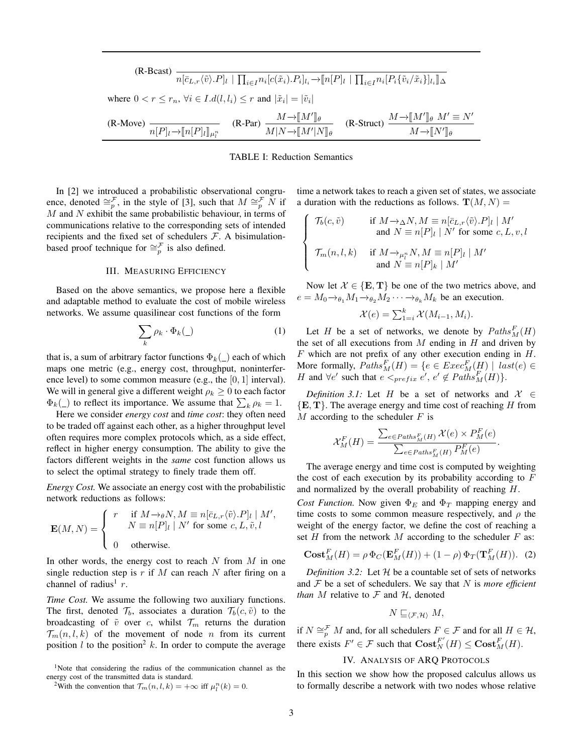$$\text{(R-Bcast)}\ \frac{}{n[\bar{c}_{L,r}\langle\tilde{v}\rangle.P]_l \mid \prod_{i\in I} n_i[c(\tilde{x}_i).P_i]_{l_i} \rightarrow [\![ n[P]_l \mid \prod_{i\in I} n_i[P_i\{\tilde{v}_i/\tilde{x}_i\}]_{l_i} ]\!]_\Delta}$$

where $0 < r \leq r_n$, $\forall i \in I.d(l, l_i) \leq r$ and $|\tilde{x}_i| = |\tilde{v}_i|$

$$\text{(R-Move)}\ \frac{}{n[P]_l \rightarrow [\![ n[P]_l ]\!]_{\mu_l^n}} \qquad \text{(R-Par)}\ \frac{M \rightarrow [\![ M' ]\!]_\theta}{M|N \rightarrow [\![ M'|N ]\!]_\theta} \qquad \text{(R-Struct)}\ \frac{M \rightarrow [\![ M' ]\!]_\theta \ \ M' \equiv N'}{M \rightarrow [\![ N' ]\!]_\theta}$$

TABLE I: Reduction Semantics

In [2] we introduced a probabilistic observational congruence, denoted $\cong_p^{\mathcal{F}}$, in the style of [3], such that $M \cong_p^{\mathcal{F}} N$ if $M$ and $N$ exhibit the same probabilistic behaviour, in terms of communications relative to the corresponding sets of intended recipients and the fixed set of schedulers $\mathcal{F}$. A bisimulation-based proof technique for $\cong_p^{\mathcal{F}}$ is also defined.

## III. Measuring Efficiency

Based on the above semantics, we propose here a flexible and adaptable method to evaluate the cost of mobile wireless networks. We assume quasilinear cost functions of the form

$$\sum_k \rho_k \cdot \Phi_k(\_) \tag{1}$$

that is, a sum of arbitrary factor functions $\Phi_k(\_)$ each of which maps one metric (e.g., energy cost, throughput, noninterference level) to some common measure (e.g., the $[0, 1]$ interval). We will in general give a different weight $\rho_k \geq 0$ to each factor $\Phi_k(\_)$ to reflect its importance. We assume that $\sum_k \rho_k = 1$.

Here we consider *energy cost* and *time cost*: they often need to be traded off against each other, as a higher throughput level often requires more complex protocols which, as a side effect, reflect in higher energy consumption. The ability to give the factors different weights in the *same* cost function allows us to select the optimal strategy to finely trade them off.

*Energy Cost.* We associate an energy cost with the probabilistic network reductions as follows:

$$\mathbf{E}(M,N) = \begin{cases} r & \text{if } M \rightarrow_\theta N, M \equiv n[\bar{c}_{L,r}\langle\tilde{v}\rangle.P]_l \mid M', \\ & \quad N \equiv n[P]_l \mid N' \text{ for some } c, L, \tilde{v}, l \\ 0 & \text{otherwise.} \end{cases}$$

In other words, the energy cost to reach $N$ from $M$ in one single reduction step is $r$ if $M$ can reach $N$ after firing on a channel of radius[1] $r$.

*Time Cost.* We assume the following two auxiliary functions. The first, denoted $\mathcal{T}_b$, associates a duration $\mathcal{T}_b(c, \tilde{v})$ to the broadcasting of $\tilde{v}$ over $c$, whilst $\mathcal{T}_m$ returns the duration $\mathcal{T}_m(n, l, k)$ of the movement of node $n$ from its current position $l$ to the position[2] $k$. In order to compute the average time a network takes to reach a given set of states, we associate a duration with the reductions as follows. $\mathbf{T}(M, N) =$

$$\begin{cases} \mathcal{T}_b(c, \tilde{v}) & \text{if } M \rightarrow_\Delta N, M \equiv n[\bar{c}_{L,r}\langle v\rangle.P]_l \mid M' \\ & \quad \text{and } N \equiv n[P]_l \mid N' \text{ for some } c, L, v, l \\ \mathcal{T}_m(n, l, k) & \text{if } M \rightarrow_{\mu_l^n} N, M \equiv n[P]_l \mid M' \\ & \quad \text{and } N \equiv n[P]_k \mid M' \end{cases}$$

Now let $\mathcal{X} \in \{\mathbf{E}, \mathbf{T}\}$ be one of the two metrics above, and $e = M_0 \rightarrow_{\theta_1} M_1 \rightarrow_{\theta_2} M_2 \cdots \rightarrow_{\theta_k} M_k$ be an execution.

$$\mathcal{X}(e) = \textstyle\sum_{1=i}^{k} \mathcal{X}(M_{i-1}, M_i).$$

Let $H$ be a set of networks, we denote by $Paths_M^F(H)$ the set of all executions from $M$ ending in $H$ and driven by $F$ which are not prefix of any other execution ending in $H$. More formally, $Paths_M^F(H) = \{e \in Exec_M^F(H) \mid last(e) \in H$ and $\forall e'$ such that $e <_{prefix} e'$, $e' \notin Paths_M^F(H)\}$.

*Definition 3.1:* Let $H$ be a set of networks and $\mathcal{X} \in \{\mathbf{E}, \mathbf{T}\}$. The average energy and time cost of reaching $H$ from $M$ according to the scheduler $F$ is

$$\mathcal{X}_M^F(H) = \frac{\sum_{e \in Paths_M^F(H)} \mathcal{X}(e) \times P_M^F(e)}{\sum_{e \in Paths_M^F(H)} P_M^F(e)}.$$

The average energy and time cost is computed by weighting the cost of each execution by its probability according to $F$ and normalized by the overall probability of reaching $H$.

*Cost Function.* Now given $\Phi_E$ and $\Phi_T$ mapping energy and time costs to some common measure respectively, and $\rho$ the weight of the energy factor, we define the cost of reaching a set $H$ from the network $M$ according to the scheduler $F$ as:

$$\mathbf{Cost}_M^F(H) = \rho\, \Phi_C(\mathbf{E}_M^F(H)) + (1-\rho)\, \Phi_T(\mathbf{T}_M^F(H)). \tag{2}$$

*Definition 3.2:* Let $\mathcal{H}$ be a countable set of sets of networks and $\mathcal{F}$ be a set of schedulers. We say that $N$ is *more efficient than* $M$ relative to $\mathcal{F}$ and $\mathcal{H}$, denoted

$$N \sqsubseteq_{\langle \mathcal{F}, \mathcal{H} \rangle} M,$$

if $N \cong_p^{\mathcal{F}} M$ and, for all schedulers $F \in \mathcal{F}$ and for all $H \in \mathcal{H}$, there exists $F' \in \mathcal{F}$ such that $\mathbf{Cost}_N^{F'}(H) \leq \mathbf{Cost}_M^F(H)$.

## IV. Analysis of ARQ Protocols

In this section we show how the proposed calculus allows us to formally describe a network with two nodes whose relative

[1] Note that considering the radius of the communication channel as the energy cost of the transmitted data is standard.

[2] With the convention that $\mathcal{T}_m(n, l, k) = +\infty$ iff $\mu_l^n(k) = 0$.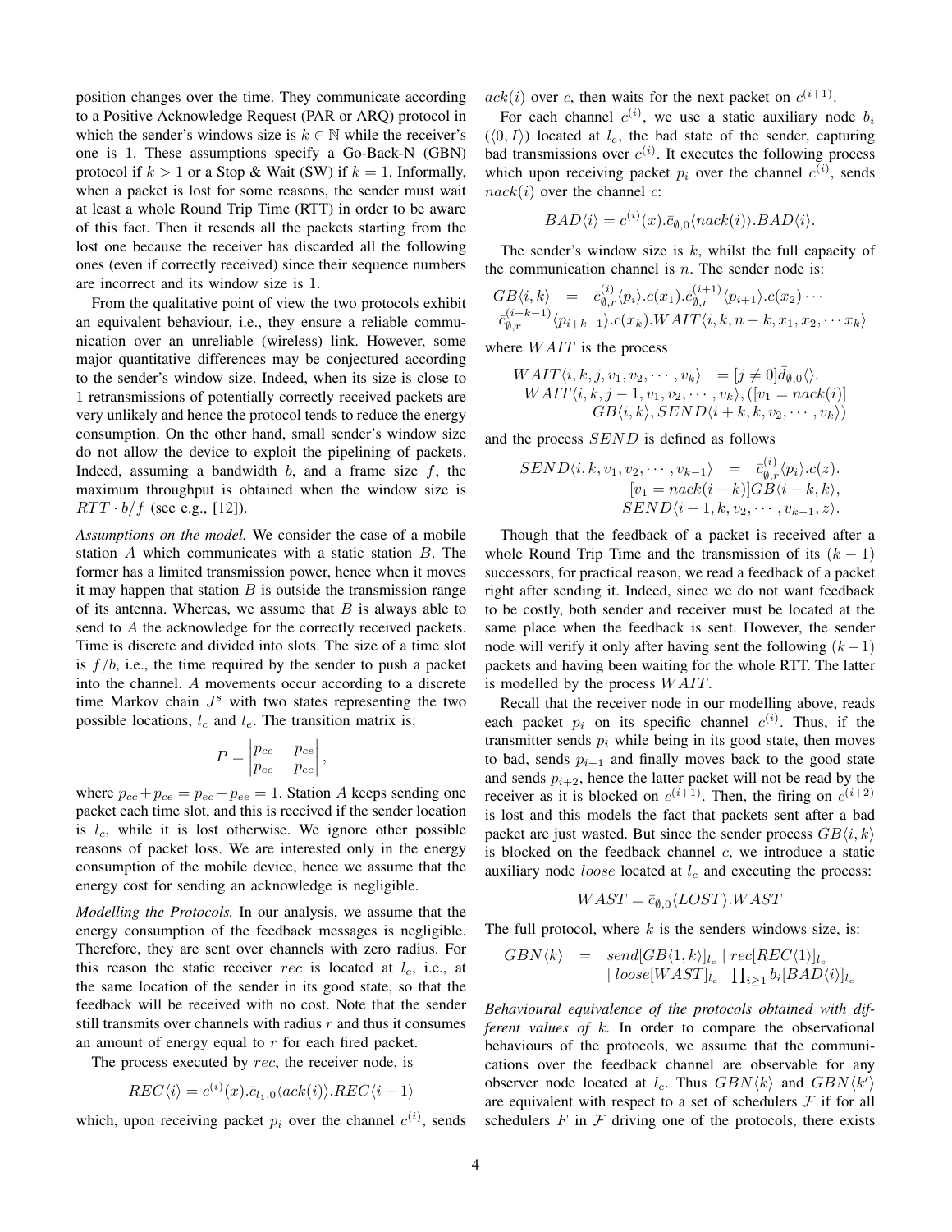position changes over the time. They communicate according to a Positive Acknowledge Request (PAR or ARQ) protocol in which the sender's windows size is $k \in \mathbb{N}$ while the receiver's one is 1. These assumptions specify a Go-Back-N (GBN) protocol if $k > 1$ or a Stop & Wait (SW) if $k = 1$. Informally, when a packet is lost for some reasons, the sender must wait at least a whole Round Trip Time (RTT) in order to be aware of this fact. Then it resends all the packets starting from the lost one because the receiver has discarded all the following ones (even if correctly received) since their sequence numbers are incorrect and its window size is 1.

From the qualitative point of view the two protocols exhibit an equivalent behaviour, i.e., they ensure a reliable communication over an unreliable (wireless) link. However, some major quantitative differences may be conjectured according to the sender's window size. Indeed, when its size is close to 1 retransmissions of potentially correctly received packets are very unlikely and hence the protocol tends to reduce the energy consumption. On the other hand, small sender's window size do not allow the device to exploit the pipelining of packets. Indeed, assuming a bandwidth $b$, and a frame size $f$, the maximum throughput is obtained when the window size is $RTT \cdot b/f$ (see e.g., [12]).

*Assumptions on the model.* We consider the case of a mobile station $A$ which communicates with a static station $B$. The former has a limited transmission power, hence when it moves it may happen that station $B$ is outside the transmission range of its antenna. Whereas, we assume that $B$ is always able to send to $A$ the acknowledge for the correctly received packets. Time is discrete and divided into slots. The size of a time slot is $f/b$, i.e., the time required by the sender to push a packet into the channel. $A$ movements occur according to a discrete time Markov chain $J^s$ with two states representing the two possible locations, $l_c$ and $l_e$. The transition matrix is:

$$P = \begin{vmatrix} p_{cc} & p_{ce} \\ p_{ec} & p_{ee} \end{vmatrix},$$

where $p_{cc} + p_{ce} = p_{ec} + p_{ee} = 1$. Station $A$ keeps sending one packet each time slot, and this is received if the sender location is $l_c$, while it is lost otherwise. We ignore other possible reasons of packet loss. We are interested only in the energy consumption of the mobile device, hence we assume that the energy cost for sending an acknowledge is negligible.

*Modelling the Protocols.* In our analysis, we assume that the energy consumption of the feedback messages is negligible. Therefore, they are sent over channels with zero radius. For this reason the static receiver $rec$ is located at $l_c$, i.e., at the same location of the sender in its good state, so that the feedback will be received with no cost. Note that the sender still transmits over channels with radius $r$ and thus it consumes an amount of energy equal to $r$ for each fired packet.

The process executed by $rec$, the receiver node, is

$$REC\langle i\rangle = c^{(i)}(x).\bar{c}_{l_1,0}\langle ack(i)\rangle.REC\langle i+1\rangle$$

which, upon receiving packet $p_i$ over the channel $c^{(i)}$, sends $ack(i)$ over $c$, then waits for the next packet on $c^{(i+1)}$.

For each channel $c^{(i)}$, we use a static auxiliary node $b_i$ ($\langle 0, I\rangle$) located at $l_e$, the bad state of the sender, capturing bad transmissions over $c^{(i)}$. It executes the following process which upon receiving packet $p_i$ over the channel $c^{(i)}$, sends $nack(i)$ over the channel $c$:

$$BAD\langle i\rangle = c^{(i)}(x).\bar{c}_{\emptyset,0}\langle nack(i)\rangle.BAD\langle i\rangle.$$

The sender's window size is $k$, whilst the full capacity of the communication channel is $n$. The sender node is:

$$\begin{aligned} GB\langle i, k\rangle \;\;=\;\; & \bar{c}^{(i)}_{\emptyset,r}\langle p_i\rangle.c(x_1).\bar{c}^{(i+1)}_{\emptyset,r}\langle p_{i+1}\rangle.c(x_2)\cdots \\ & \bar{c}^{(i+k-1)}_{\emptyset,r}\langle p_{i+k-1}\rangle.c(x_k).WAIT\langle i, k, n-k, x_1, x_2, \cdots x_k\rangle \end{aligned}$$

where $WAIT$ is the process

$$\begin{aligned} WAIT\langle i, k, j, v_1, v_2, \cdots, v_k\rangle \;\; &= [j \neq 0]\bar{d}_{\emptyset,0}\langle\rangle. \\ & WAIT\langle i, k, j-1, v_1, v_2, \cdots, v_k\rangle, ([v_1 = nack(i)] \\ & GB\langle i, k\rangle, SEND\langle i+k, k, v_2, \cdots, v_k\rangle) \end{aligned}$$

and the process $SEND$ is defined as follows

$$\begin{aligned} SEND\langle i, k, v_1, v_2, \cdots, v_{k-1}\rangle \;\;=\;\; & \bar{c}^{(i)}_{\emptyset,r}\langle p_i\rangle.c(z). \\ & [v_1 = nack(i-k)]GB\langle i-k, k\rangle, \\ & SEND\langle i+1, k, v_2, \cdots, v_{k-1}, z\rangle. \end{aligned}$$

Though that the feedback of a packet is received after a whole Round Trip Time and the transmission of its $(k-1)$ successors, for practical reason, we read a feedback of a packet right after sending it. Indeed, since we do not want feedback to be costly, both sender and receiver must be located at the same place when the feedback is sent. However, the sender node will verify it only after having sent the following $(k-1)$ packets and having been waiting for the whole RTT. The latter is modelled by the process $WAIT$.

Recall that the receiver node in our modelling above, reads each packet $p_i$ on its specific channel $c^{(i)}$. Thus, if the transmitter sends $p_i$ while being in its good state, then moves to bad, sends $p_{i+1}$ and finally moves back to the good state and sends $p_{i+2}$, hence the latter packet will not be read by the receiver as it is blocked on $c^{(i+1)}$. Then, the firing on $c^{(i+2)}$ is lost and this models the fact that packets sent after a bad packet are just wasted. But since the sender process $GB\langle i, k\rangle$ is blocked on the feedback channel $c$, we introduce a static auxiliary node $loose$ located at $l_c$ and executing the process:

$$WAST = \bar{c}_{\emptyset,0}\langle LOST\rangle.WAST$$

The full protocol, where $k$ is the senders windows size, is:

$$\begin{aligned} GBN\langle k\rangle \;\;=\;\; & send[GB\langle 1, k\rangle]_{l_c} \mid rec[REC\langle 1\rangle]_{l_c} \\ & \mid loose[WAST]_{l_c} \mid \textstyle\prod_{i\geq 1} b_i[BAD\langle i\rangle]_{l_e} \end{aligned}$$

*Behavioural equivalence of the protocols obtained with different values of $k$.* In order to compare the observational behaviours of the protocols, we assume that the communications over the feedback channel are observable for any observer node located at $l_c$. Thus $GBN\langle k\rangle$ and $GBN\langle k'\rangle$ are equivalent with respect to a set of schedulers $\mathcal{F}$ if for all schedulers $F$ in $\mathcal{F}$ driving one of the protocols, there exists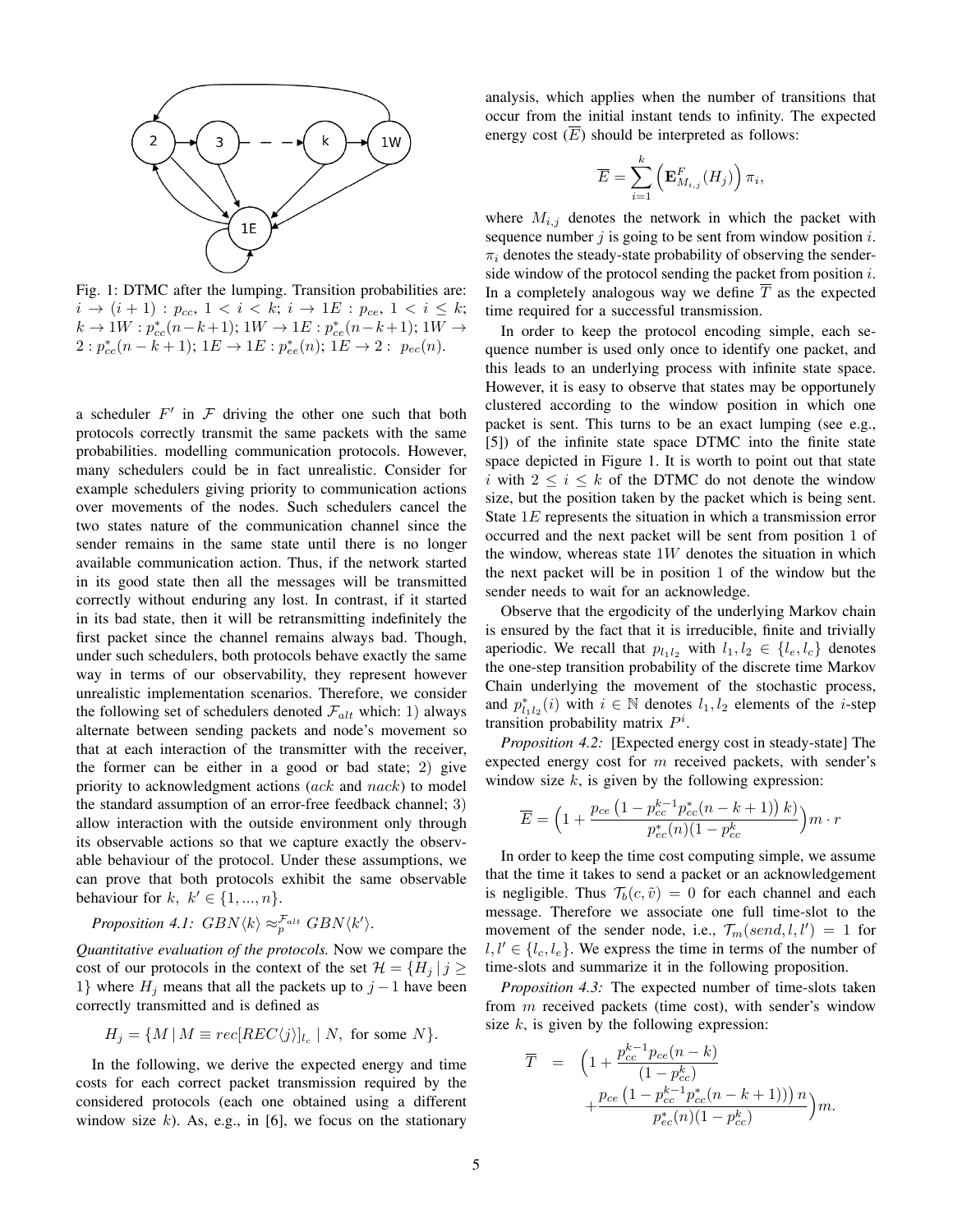Fig. 1: DTMC after the lumping. Transition probabilities are: $i \to (i+1) : p_{cc},\ 1 < i < k$; $i \to 1E : p_{ce},\ 1 < i \leq k$; $k \to 1W : p^*_{cc}(n-k+1)$; $1W \to 1E : p^*_{ce}(n-k+1)$; $1W \to 2 : p^*_{cc}(n-k+1)$; $1E \to 1E : p^*_{ee}(n)$; $1E \to 2 :\ p_{ec}(n)$.

a scheduler $F'$ in $\mathcal{F}$ driving the other one such that both protocols correctly transmit the same packets with the same probabilities. modelling communication protocols. However, many schedulers could be in fact unrealistic. Consider for example schedulers giving priority to communication actions over movements of the nodes. Such schedulers cancel the two states nature of the communication channel since the sender remains in the same state until there is no longer available communication action. Thus, if the network started in its good state then all the messages will be transmitted correctly without enduring any lost. In contrast, if it started in its bad state, then it will be retransmitting indefinitely the first packet since the channel remains always bad. Though, under such schedulers, both protocols behave exactly the same way in terms of our observability, they represent however unrealistic implementation scenarios. Therefore, we consider the following set of schedulers denoted $\mathcal{F}_{alt}$ which: 1) always alternate between sending packets and node's movement so that at each interaction of the transmitter with the receiver, the former can be either in a good or bad state; 2) give priority to acknowledgment actions (*ack* and *nack*) to model the standard assumption of an error-free feedback channel; 3) allow interaction with the outside environment only through its observable actions so that we capture exactly the observable behaviour of the protocol. Under these assumptions, we can prove that both protocols exhibit the same observable behaviour for $k,\ k' \in \{1, ..., n\}$.

*Proposition 4.1:* $GBN\langle k\rangle \approx_p^{\mathcal{F}_{alt}} GBN\langle k'\rangle$.

*Quantitative evaluation of the protocols.* Now we compare the cost of our protocols in the context of the set $\mathcal{H} = \{H_j \mid j \geq 1\}$ where $H_j$ means that all the packets up to $j-1$ have been correctly transmitted and is defined as

$$H_j = \{M \mid M \equiv rec[REC\langle j\rangle]_{l_c} \mid N, \text{ for some } N\}.$$

In the following, we derive the expected energy and time costs for each correct packet transmission required by the considered protocols (each one obtained using a different window size $k$). As, e.g., in [6], we focus on the stationary analysis, which applies when the number of transitions that occur from the initial instant tends to infinity. The expected energy cost ($\overline{E}$) should be interpreted as follows:

$$\overline{E} = \sum_{i=1}^{k} \left(\mathbf{E}^F_{M_{i,j}}(H_j)\right)\pi_i,$$

where $M_{i,j}$ denotes the network in which the packet with sequence number $j$ is going to be sent from window position $i$. $\pi_i$ denotes the steady-state probability of observing the sender-side window of the protocol sending the packet from position $i$. In a completely analogous way we define $\overline{T}$ as the expected time required for a successful transmission.

In order to keep the protocol encoding simple, each sequence number is used only once to identify one packet, and this leads to an underlying process with infinite state space. However, it is easy to observe that states may be opportunely clustered according to the window position in which one packet is sent. This turns to be an exact lumping (see e.g., [5]) of the infinite state space DTMC into the finite state space depicted in Figure 1. It is worth to point out that state $i$ with $2 \leq i \leq k$ of the DTMC do not denote the window size, but the position taken by the packet which is being sent. State $1E$ represents the situation in which a transmission error occurred and the next packet will be sent from position 1 of the window, whereas state $1W$ denotes the situation in which the next packet will be in position 1 of the window but the sender needs to wait for an acknowledge.

Observe that the ergodicity of the underlying Markov chain is ensured by the fact that it is irreducible, finite and trivially aperiodic. We recall that $p_{l_1 l_2}$ with $l_1, l_2 \in \{l_e, l_c\}$ denotes the one-step transition probability of the discrete time Markov Chain underlying the movement of the stochastic process, and $p^*_{l_1 l_2}(i)$ with $i \in \mathbb{N}$ denotes $l_1, l_2$ elements of the $i$-step transition probability matrix $P^i$.

*Proposition 4.2:* [Expected energy cost in steady-state] The expected energy cost for $m$ received packets, with sender's window size $k$, is given by the following expression:

$$\overline{E} = \Big(1 + \frac{p_{ce}\left(1 - p_{cc}^{k-1} p^*_{cc}(n-k+1)\right) k)}{p^*_{ec}(n)(1 - p^k_{cc}}\Big) m \cdot r$$

In order to keep the time cost computing simple, we assume that the time it takes to send a packet or an acknowledgement is negligible. Thus $\mathcal{T}_b(c, \tilde{v}) = 0$ for each channel and each message. Therefore we associate one full time-slot to the movement of the sender node, i.e., $\mathcal{T}_m(send, l, l') = 1$ for $l, l' \in \{l_c, l_e\}$. We express the time in terms of the number of time-slots and summarize it in the following proposition.

*Proposition 4.3:* The expected number of time-slots taken from $m$ received packets (time cost), with sender's window size $k$, is given by the following expression:

$$\begin{aligned}\overline{T} \;\; &= \;\; \Big(1 + \frac{p_{cc}^{k-1} p_{ce}(n-k)}{(1 - p^k_{cc})} \\ &\quad + \frac{p_{ce}\left(1 - p_{cc}^{k-1} p^*_{cc}(n-k+1)\right) n}{p^*_{ec}(n)(1 - p^k_{cc})}\Big) m.\end{aligned}$$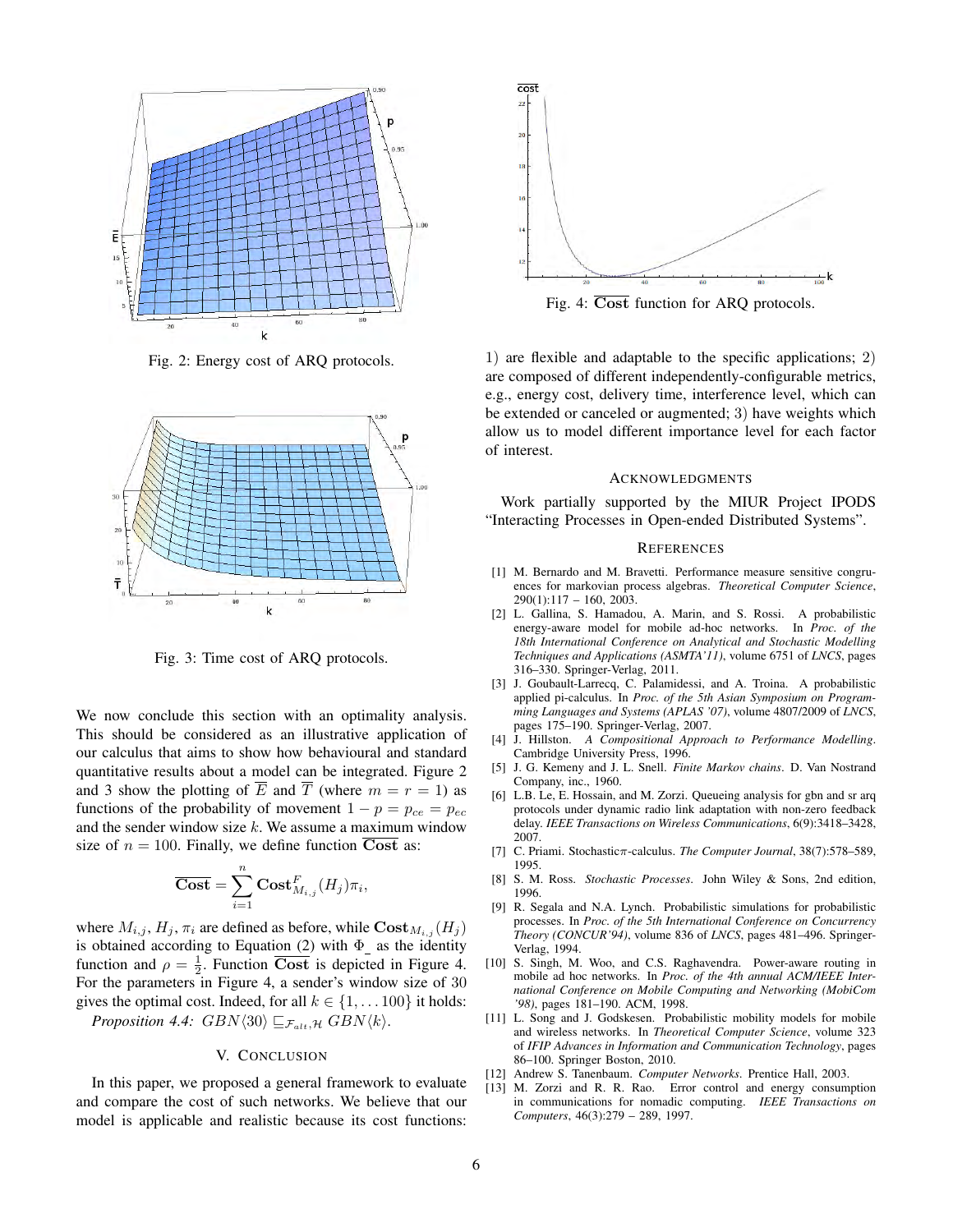0.90

p

0.95

1.00

$\overline{E}$

15

10

5

20

40

60

80

k

Fig. 2: Energy cost of ARQ protocols.

0.90

p

0.95

1.00

30

20

10

$\overline{T}$

0

20

40

60

80

k

Fig. 3: Time cost of ARQ protocols.

We now conclude this section with an optimality analysis. This should be considered as an illustrative application of our calculus that aims to show how behavioural and standard quantitative results about a model can be integrated. Figure 2 and 3 show the plotting of $\overline{E}$ and $\overline{T}$ (where $m = r = 1$) as functions of the probability of movement $1 - p = p_{ce} = p_{ec}$ and the sender window size $k$. We assume a maximum window size of $n = 100$. Finally, we define function $\overline{\mathbf{Cost}}$ as:

$$\overline{\mathbf{Cost}} = \sum_{i=1}^{n} \mathbf{Cost}^{F}_{M_{i,j}}(H_j)\pi_i,$$

where $M_{i,j}$, $H_j$, $\pi_i$ are defined as before, while $\mathbf{Cost}_{M_{i,j}}(H_j)$ is obtained according to Equation (2) with $\Phi\_$ as the identity function and $\rho = \frac{1}{2}$. Function $\overline{\mathbf{Cost}}$ is depicted in Figure 4. For the parameters in Figure 4, a sender's window size of 30 gives the optimal cost. Indeed, for all $k \in \{1, \ldots 100\}$ it holds:

*Proposition 4.4:* $GBN\langle 30\rangle \sqsubseteq_{\mathcal{F}_{alt},\mathcal{H}} GBN\langle k\rangle$.

## V. Conclusion

In this paper, we proposed a general framework to evaluate and compare the cost of such networks. We believe that our model is applicable and realistic because its cost functions:

$\overline{\text{cost}}$

22

20

18

16

14

12

20

40

60

80

100

k

Fig. 4: $\overline{\mathbf{Cost}}$ function for ARQ protocols.

1) are flexible and adaptable to the specific applications; 2) are composed of different independently-configurable metrics, e.g., energy cost, delivery time, interference level, which can be extended or canceled or augmented; 3) have weights which allow us to model different importance level for each factor of interest.

## Acknowledgments

Work partially supported by the MIUR Project IPODS "Interacting Processes in Open-ended Distributed Systems".

## References

[1] M. Bernardo and M. Bravetti. Performance measure sensitive congruences for markovian process algebras. *Theoretical Computer Science*, 290(1):117 – 160, 2003.

[2] L. Gallina, S. Hamadou, A. Marin, and S. Rossi. A probabilistic energy-aware model for mobile ad-hoc networks. In *Proc. of the 18th International Conference on Analytical and Stochastic Modelling Techniques and Applications (ASMTA'11)*, volume 6751 of *LNCS*, pages 316–330. Springer-Verlag, 2011.

[3] J. Goubault-Larrecq, C. Palamidessi, and A. Troina. A probabilistic applied pi-calculus. In *Proc. of the 5th Asian Symposium on Programming Languages and Systems (APLAS '07)*, volume 4807/2009 of *LNCS*, pages 175–190. Springer-Verlag, 2007.

[4] J. Hillston. *A Compositional Approach to Performance Modelling*. Cambridge University Press, 1996.

[5] J. G. Kemeny and J. L. Snell. *Finite Markov chains*. D. Van Nostrand Company, inc., 1960.

[6] L.B. Le, E. Hossain, and M. Zorzi. Queueing analysis for gbn and sr arq protocols under dynamic radio link adaptation with non-zero feedback delay. *IEEE Transactions on Wireless Communications*, 6(9):3418–3428, 2007.

[7] C. Priami. Stochasticπ-calculus. *The Computer Journal*, 38(7):578–589, 1995.

[8] S. M. Ross. *Stochastic Processes*. John Wiley & Sons, 2nd edition, 1996.

[9] R. Segala and N.A. Lynch. Probabilistic simulations for probabilistic processes. In *Proc. of the 5th International Conference on Concurrency Theory (CONCUR'94)*, volume 836 of *LNCS*, pages 481–496. Springer-Verlag, 1994.

[10] S. Singh, M. Woo, and C.S. Raghavendra. Power-aware routing in mobile ad hoc networks. In *Proc. of the 4th annual ACM/IEEE International Conference on Mobile Computing and Networking (MobiCom '98)*, pages 181–190. ACM, 1998.

[11] L. Song and J. Godskesen. Probabilistic mobility models for mobile and wireless networks. In *Theoretical Computer Science*, volume 323 of *IFIP Advances in Information and Communication Technology*, pages 86–100. Springer Boston, 2010.

[12] Andrew S. Tanenbaum. *Computer Networks*. Prentice Hall, 2003.

[13] M. Zorzi and R. R. Rao. Error control and energy consumption in communications for nomadic computing. *IEEE Transactions on Computers*, 46(3):279 – 289, 1997.